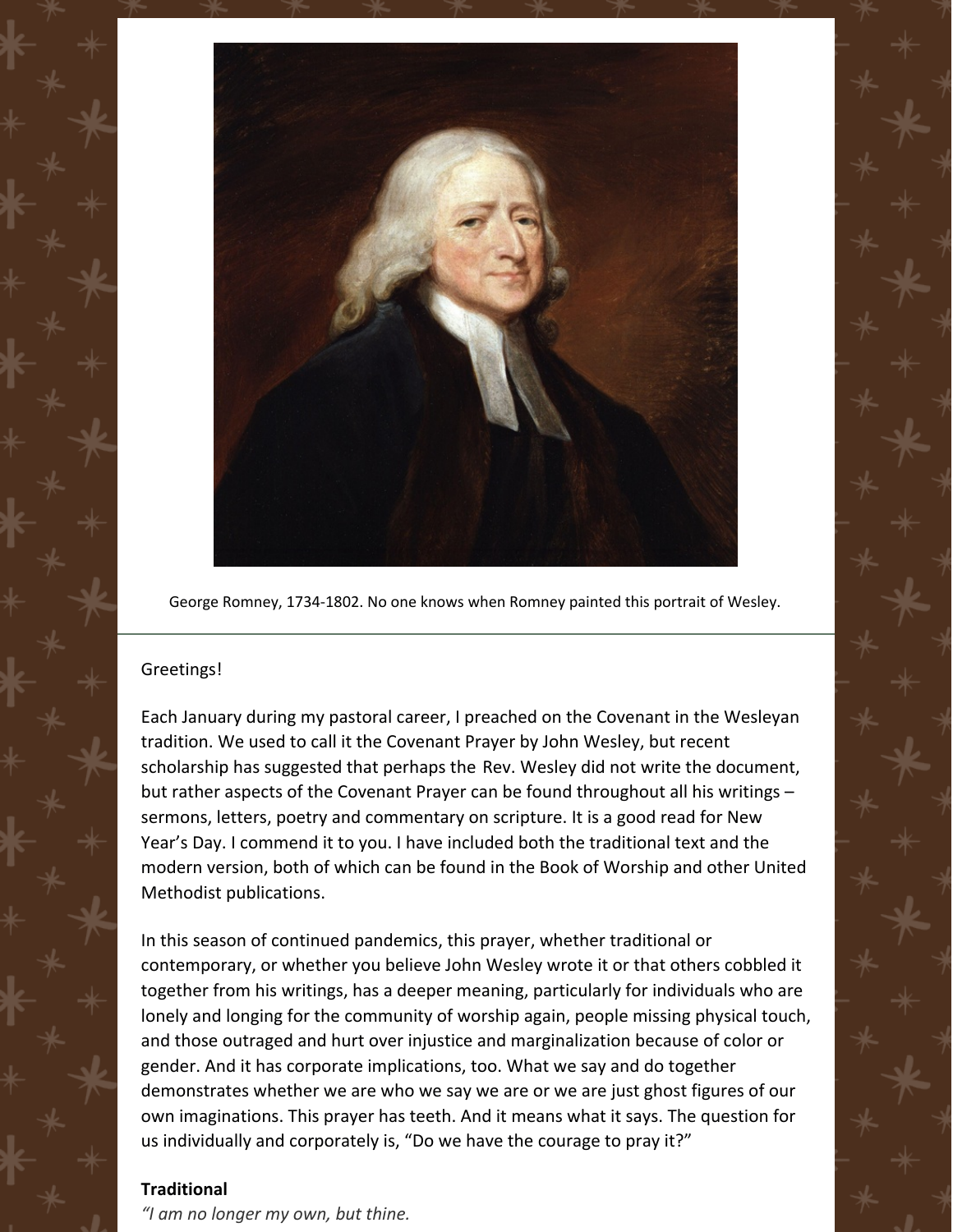George Romney, 1734-1802. No one knows when Romney painted this portrait of Wesley.

Greetings!

Each January during my pastoral career, I preached on the Covenant in the Wesleyan tradition. We used to call it the Covenant Prayer by John Wesley, but recent scholarship has suggested that perhaps the Rev. Wesley did not write the document, but rather aspects of the Covenant Prayer can be found throughout all his writings – sermons, letters, poetry and commentary on scripture. It is a good read for New Year's Day. I commend it to you. I have included both the traditional text and the modern version, both of which can be found in the Book of Worship and other United Methodist publications.

In this season of continued pandemics, this prayer, whether traditional or contemporary, or whether you believe John Wesley wrote it or that others cobbled it together from his writings, has a deeper meaning, particularly for individuals who are lonely and longing for the community of worship again, people missing physical touch, and those outraged and hurt over injustice and marginalization because of color or gender. And it has corporate implications, too. What we say and do together demonstrates whether we are who we say we are or we are just ghost figures of our own imaginations. This prayer has teeth. And it means what it says. The question for us individually and corporately is, "Do we have the courage to pray it?"

**Traditional**

*"I am no longer my own, but thine.*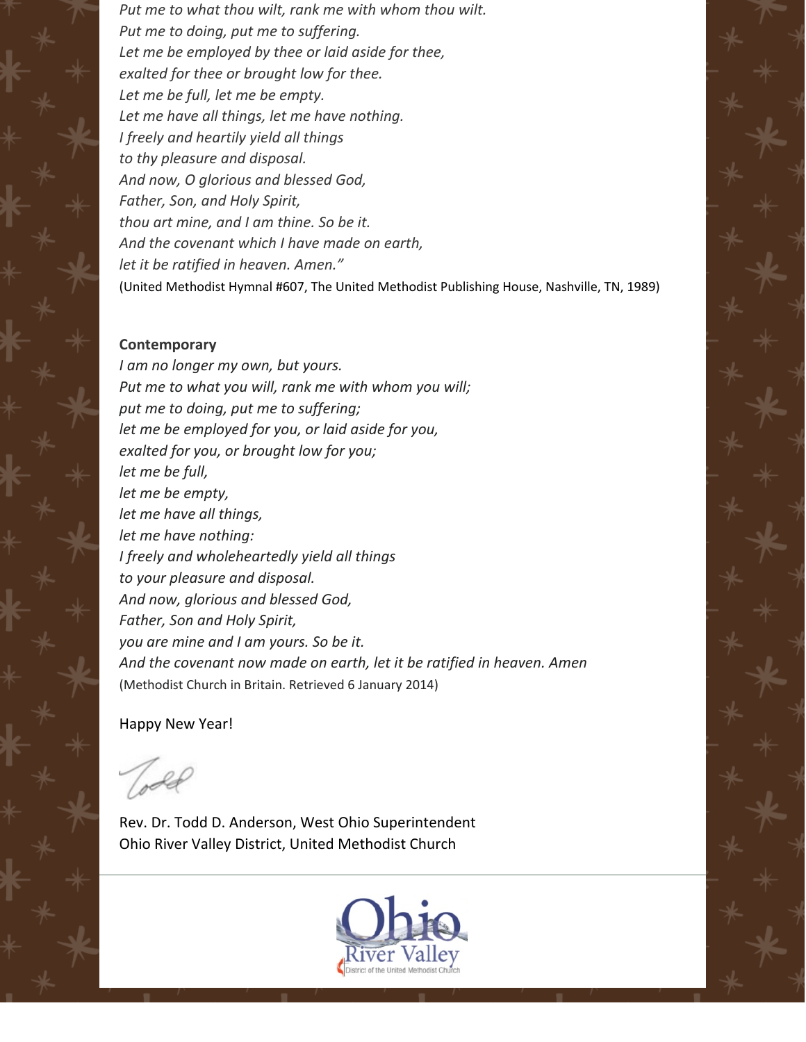*Put me to what thou wilt, rank me with whom thou wilt.*
*Put me to doing, put me to suffering.*
*Let me be employed by thee or laid aside for thee,*
*exalted for thee or brought low for thee.*
*Let me be full, let me be empty.*
*Let me have all things, let me have nothing.*
*I freely and heartily yield all things*
*to thy pleasure and disposal.*
*And now, O glorious and blessed God,*
*Father, Son, and Holy Spirit,*
*thou art mine, and I am thine. So be it.*
*And the covenant which I have made on earth,*
*let it be ratified in heaven. Amen."*
(United Methodist Hymnal #607, The United Methodist Publishing House, Nashville, TN, 1989)

**Contemporary**

*I am no longer my own, but yours.*
*Put me to what you will, rank me with whom you will;*
*put me to doing, put me to suffering;*
*let me be employed for you, or laid aside for you,*
*exalted for you, or brought low for you;*
*let me be full,*
*let me be empty,*
*let me have all things,*
*let me have nothing:*
*I freely and wholeheartedly yield all things*
*to your pleasure and disposal.*
*And now, glorious and blessed God,*
*Father, Son and Holy Spirit,*
*you are mine and I am yours. So be it.*
*And the covenant now made on earth, let it be ratified in heaven. Amen*
(Methodist Church in Britain. Retrieved 6 January 2014)

Happy New Year!

Todd

Rev. Dr. Todd D. Anderson, West Ohio Superintendent
Ohio River Valley District, United Methodist Church

Ohio River Valley
District of the United Methodist Church